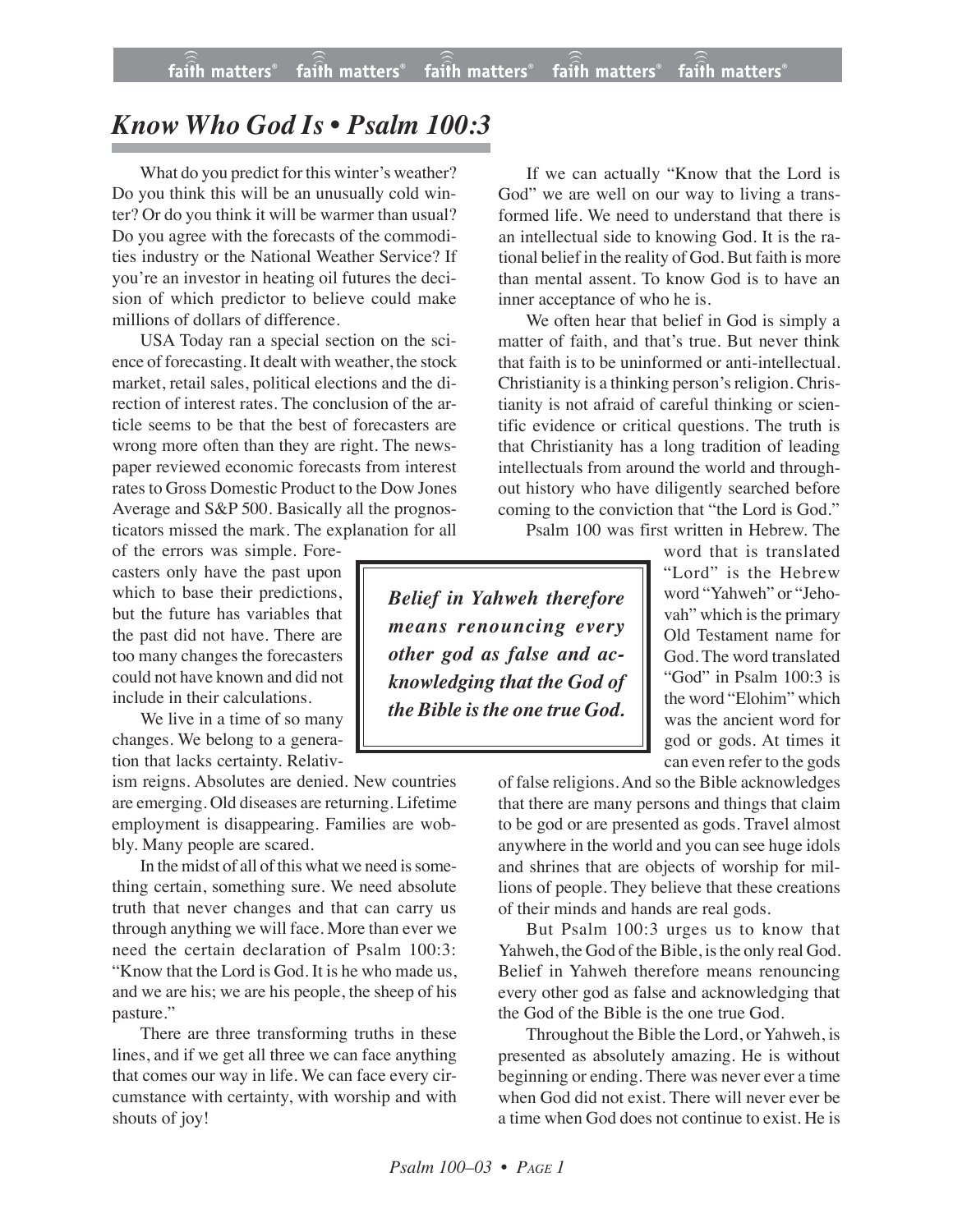# *Know Who God Is • Psalm 100:3*

What do you predict for this winter's weather? Do you think this will be an unusually cold winter? Or do you think it will be warmer than usual? Do you agree with the forecasts of the commodities industry or the National Weather Service? If you're an investor in heating oil futures the decision of which predictor to believe could make millions of dollars of difference.

USA Today ran a special section on the science of forecasting. It dealt with weather, the stock market, retail sales, political elections and the direction of interest rates. The conclusion of the article seems to be that the best of forecasters are wrong more often than they are right. The newspaper reviewed economic forecasts from interest rates to Gross Domestic Product to the Dow Jones Average and S&P 500. Basically all the prognosticators missed the mark. The explanation for all of the errors was simple. Forecasters only have the past upon which to base their predictions, but the future has variables that the past did not have. There are too many changes the forecasters could not have known and did not include in their calculations.

We live in a time of so many changes. We belong to a generation that lacks certainty. Relativism reigns. Absolutes are denied. New countries are emerging. Old diseases are returning. Lifetime employment is disappearing. Families are wobbly. Many people are scared.

In the midst of all of this what we need is something certain, something sure. We need absolute truth that never changes and that can carry us through anything we will face. More than ever we need the certain declaration of Psalm 100:3: "Know that the Lord is God. It is he who made us, and we are his; we are his people, the sheep of his pasture."

There are three transforming truths in these lines, and if we get all three we can face anything that comes our way in life. We can face every circumstance with certainty, with worship and with shouts of joy!

If we can actually "Know that the Lord is God" we are well on our way to living a transformed life. We need to understand that there is an intellectual side to knowing God. It is the rational belief in the reality of God. But faith is more than mental assent. To know God is to have an inner acceptance of who he is.

We often hear that belief in God is simply a matter of faith, and that's true. But never think that faith is to be uninformed or anti-intellectual. Christianity is a thinking person's religion. Christianity is not afraid of careful thinking or scientific evidence or critical questions. The truth is that Christianity has a long tradition of leading intellectuals from around the world and throughout history who have diligently searched before coming to the conviction that "the Lord is God."

Psalm 100 was first written in Hebrew. The word that is translated "Lord" is the Hebrew word "Yahweh" or "Jehovah" which is the primary Old Testament name for God. The word translated "God" in Psalm 100:3 is the word "Elohim" which was the ancient word for god or gods. At times it can even refer to the gods of false religions. And so the Bible acknowledges that there are many persons and things that claim to be god or are presented as gods. Travel almost anywhere in the world and you can see huge idols and shrines that are objects of worship for millions of people. They believe that these creations of their minds and hands are real gods.

> ***Belief in Yahweh therefore means renouncing every other god as false and acknowledging that the God of the Bible is the one true God.***

But Psalm 100:3 urges us to know that Yahweh, the God of the Bible, is the only real God. Belief in Yahweh therefore means renouncing every other god as false and acknowledging that the God of the Bible is the one true God.

Throughout the Bible the Lord, or Yahweh, is presented as absolutely amazing. He is without beginning or ending. There was never ever a time when God did not exist. There will never ever be a time when God does not continue to exist. He is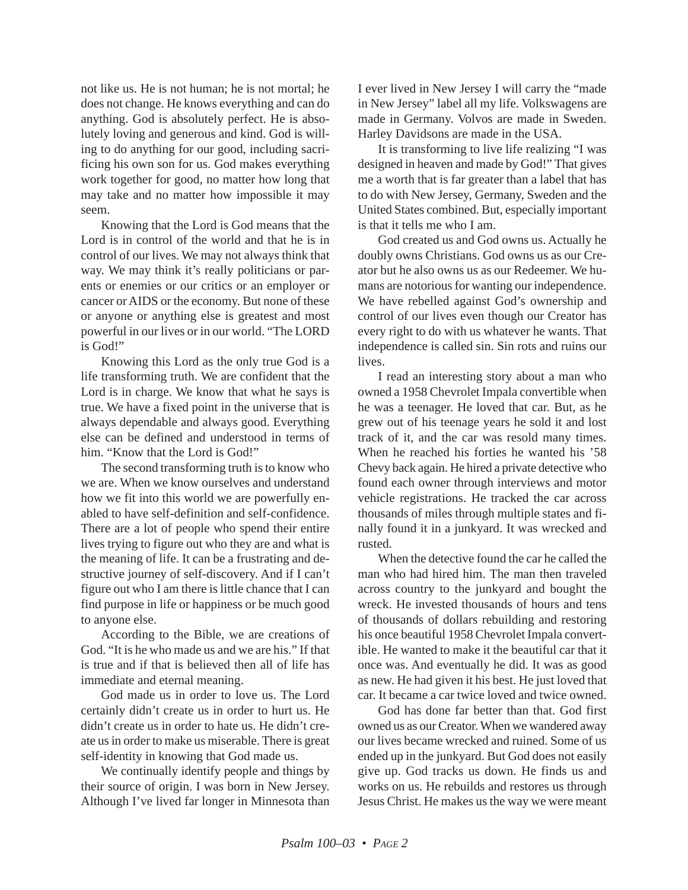not like us. He is not human; he is not mortal; he does not change. He knows everything and can do anything. God is absolutely perfect. He is absolutely loving and generous and kind. God is willing to do anything for our good, including sacrificing his own son for us. God makes everything work together for good, no matter how long that may take and no matter how impossible it may seem.

Knowing that the Lord is God means that the Lord is in control of the world and that he is in control of our lives. We may not always think that way. We may think it's really politicians or parents or enemies or our critics or an employer or cancer or AIDS or the economy. But none of these or anyone or anything else is greatest and most powerful in our lives or in our world. "The LORD is God!"

Knowing this Lord as the only true God is a life transforming truth. We are confident that the Lord is in charge. We know that what he says is true. We have a fixed point in the universe that is always dependable and always good. Everything else can be defined and understood in terms of him. "Know that the Lord is God!"

The second transforming truth is to know who we are. When we know ourselves and understand how we fit into this world we are powerfully enabled to have self-definition and self-confidence. There are a lot of people who spend their entire lives trying to figure out who they are and what is the meaning of life. It can be a frustrating and destructive journey of self-discovery. And if I can't figure out who I am there is little chance that I can find purpose in life or happiness or be much good to anyone else.

According to the Bible, we are creations of God. "It is he who made us and we are his." If that is true and if that is believed then all of life has immediate and eternal meaning.

God made us in order to love us. The Lord certainly didn't create us in order to hurt us. He didn't create us in order to hate us. He didn't create us in order to make us miserable. There is great self-identity in knowing that God made us.

We continually identify people and things by their source of origin. I was born in New Jersey. Although I've lived far longer in Minnesota than I ever lived in New Jersey I will carry the "made in New Jersey" label all my life. Volkswagens are made in Germany. Volvos are made in Sweden. Harley Davidsons are made in the USA.

It is transforming to live life realizing "I was designed in heaven and made by God!" That gives me a worth that is far greater than a label that has to do with New Jersey, Germany, Sweden and the United States combined. But, especially important is that it tells me who I am.

God created us and God owns us. Actually he doubly owns Christians. God owns us as our Creator but he also owns us as our Redeemer. We humans are notorious for wanting our independence. We have rebelled against God's ownership and control of our lives even though our Creator has every right to do with us whatever he wants. That independence is called sin. Sin rots and ruins our lives.

I read an interesting story about a man who owned a 1958 Chevrolet Impala convertible when he was a teenager. He loved that car. But, as he grew out of his teenage years he sold it and lost track of it, and the car was resold many times. When he reached his forties he wanted his '58 Chevy back again. He hired a private detective who found each owner through interviews and motor vehicle registrations. He tracked the car across thousands of miles through multiple states and finally found it in a junkyard. It was wrecked and rusted.

When the detective found the car he called the man who had hired him. The man then traveled across country to the junkyard and bought the wreck. He invested thousands of hours and tens of thousands of dollars rebuilding and restoring his once beautiful 1958 Chevrolet Impala convertible. He wanted to make it the beautiful car that it once was. And eventually he did. It was as good as new. He had given it his best. He just loved that car. It became a car twice loved and twice owned.

God has done far better than that. God first owned us as our Creator. When we wandered away our lives became wrecked and ruined. Some of us ended up in the junkyard. But God does not easily give up. God tracks us down. He finds us and works on us. He rebuilds and restores us through Jesus Christ. He makes us the way we were meant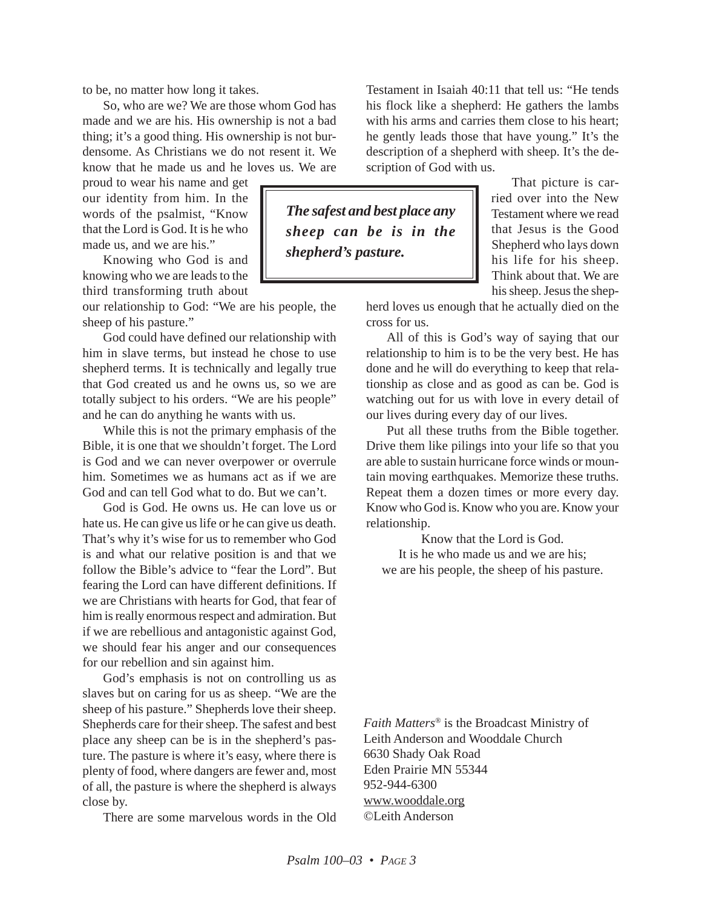to be, no matter how long it takes.

So, who are we? We are those whom God has made and we are his. His ownership is not a bad thing; it's a good thing. His ownership is not burdensome. As Christians we do not resent it. We know that he made us and he loves us. We are proud to wear his name and get our identity from him. In the words of the psalmist, "Know that the Lord is God. It is he who made us, and we are his."

Knowing who God is and knowing who we are leads to the third transforming truth about our relationship to God: "We are his people, the sheep of his pasture."

God could have defined our relationship with him in slave terms, but instead he chose to use shepherd terms. It is technically and legally true that God created us and he owns us, so we are totally subject to his orders. "We are his people" and he can do anything he wants with us.

While this is not the primary emphasis of the Bible, it is one that we shouldn't forget. The Lord is God and we can never overpower or overrule him. Sometimes we as humans act as if we are God and can tell God what to do. But we can't.

God is God. He owns us. He can love us or hate us. He can give us life or he can give us death. That's why it's wise for us to remember who God is and what our relative position is and that we follow the Bible's advice to "fear the Lord". But fearing the Lord can have different definitions. If we are Christians with hearts for God, that fear of him is really enormous respect and admiration. But if we are rebellious and antagonistic against God, we should fear his anger and our consequences for our rebellion and sin against him.

God's emphasis is not on controlling us as slaves but on caring for us as sheep. "We are the sheep of his pasture." Shepherds love their sheep. Shepherds care for their sheep. The safest and best place any sheep can be is in the shepherd's pasture. The pasture is where it's easy, where there is plenty of food, where dangers are fewer and, most of all, the pasture is where the shepherd is always close by.

There are some marvelous words in the Old Testament in Isaiah 40:11 that tell us: "He tends his flock like a shepherd: He gathers the lambs with his arms and carries them close to his heart; he gently leads those that have young." It's the description of a shepherd with sheep. It's the description of God with us.

> ***The safest and best place any sheep can be is in the shepherd's pasture.***

That picture is carried over into the New Testament where we read that Jesus is the Good Shepherd who lays down his life for his sheep. Think about that. We are his sheep. Jesus the shepherd loves us enough that he actually died on the cross for us.

All of this is God's way of saying that our relationship to him is to be the very best. He has done and he will do everything to keep that relationship as close and as good as can be. God is watching out for us with love in every detail of our lives during every day of our lives.

Put all these truths from the Bible together. Drive them like pilings into your life so that you are able to sustain hurricane force winds or mountain moving earthquakes. Memorize these truths. Repeat them a dozen times or more every day. Know who God is. Know who you are. Know your relationship.

Know that the Lord is God.  
It is he who made us and we are his;  
we are his people, the sheep of his pasture.

*Faith Matters*® is the Broadcast Ministry of  
Leith Anderson and Wooddale Church  
6630 Shady Oak Road  
Eden Prairie MN 55344  
952-944-6300  
www.wooddale.org  
©Leith Anderson